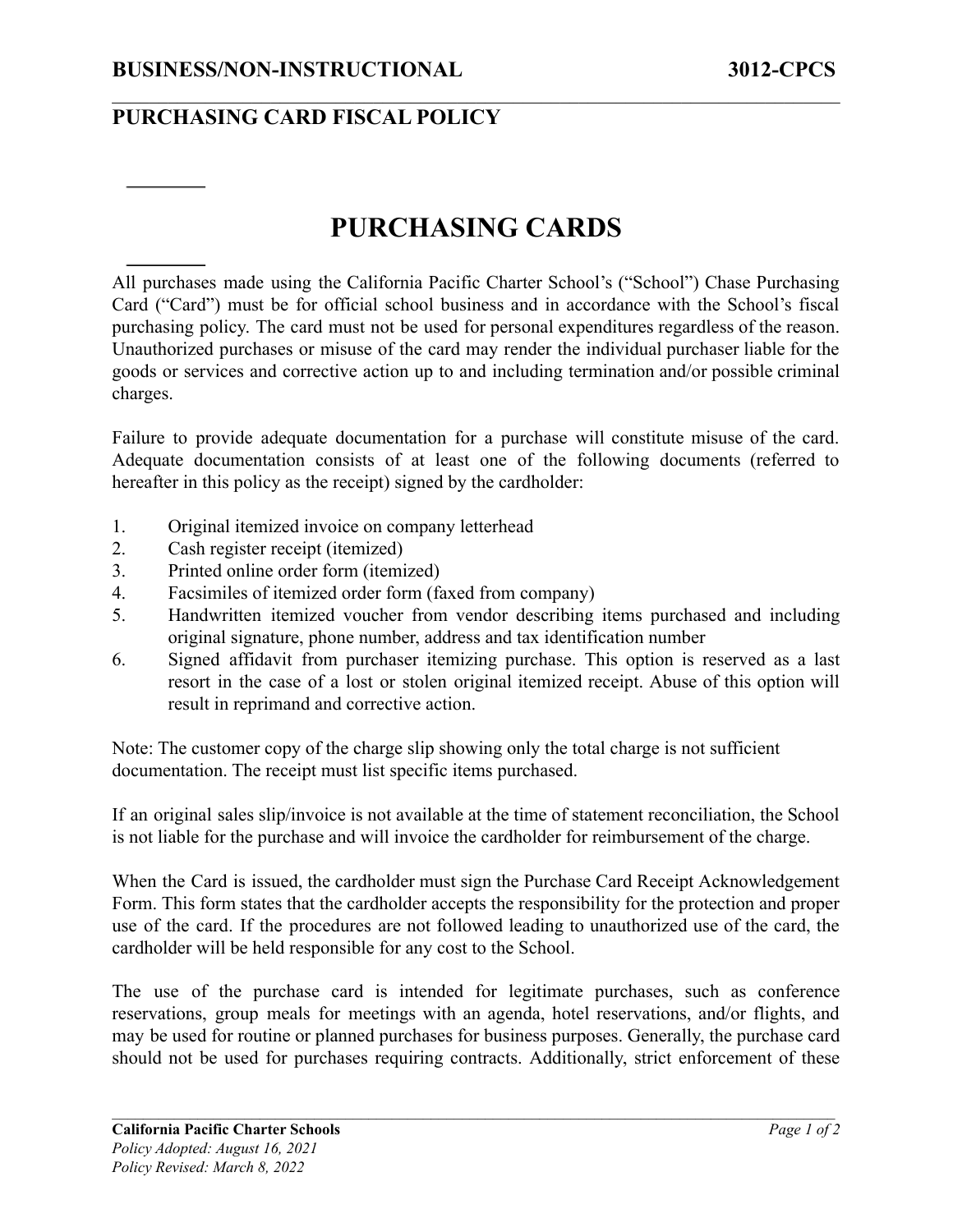**BUSINESS/NON-INSTRUCTIONAL** **3012-CPCS**

**PURCHASING CARD FISCAL POLICY**

# PURCHASING CARDS

All purchases made using the California Pacific Charter School's ("School") Chase Purchasing Card ("Card") must be for official school business and in accordance with the School's fiscal purchasing policy. The card must not be used for personal expenditures regardless of the reason. Unauthorized purchases or misuse of the card may render the individual purchaser liable for the goods or services and corrective action up to and including termination and/or possible criminal charges.

Failure to provide adequate documentation for a purchase will constitute misuse of the card. Adequate documentation consists of at least one of the following documents (referred to hereafter in this policy as the receipt) signed by the cardholder:

1. Original itemized invoice on company letterhead
2. Cash register receipt (itemized)
3. Printed online order form (itemized)
4. Facsimiles of itemized order form (faxed from company)
5. Handwritten itemized voucher from vendor describing items purchased and including original signature, phone number, address and tax identification number
6. Signed affidavit from purchaser itemizing purchase. This option is reserved as a last resort in the case of a lost or stolen original itemized receipt. Abuse of this option will result in reprimand and corrective action.

Note: The customer copy of the charge slip showing only the total charge is not sufficient documentation. The receipt must list specific items purchased.

If an original sales slip/invoice is not available at the time of statement reconciliation, the School is not liable for the purchase and will invoice the cardholder for reimbursement of the charge.

When the Card is issued, the cardholder must sign the Purchase Card Receipt Acknowledgement Form. This form states that the cardholder accepts the responsibility for the protection and proper use of the card. If the procedures are not followed leading to unauthorized use of the card, the cardholder will be held responsible for any cost to the School.

The use of the purchase card is intended for legitimate purchases, such as conference reservations, group meals for meetings with an agenda, hotel reservations, and/or flights, and may be used for routine or planned purchases for business purposes. Generally, the purchase card should not be used for purchases requiring contracts. Additionally, strict enforcement of these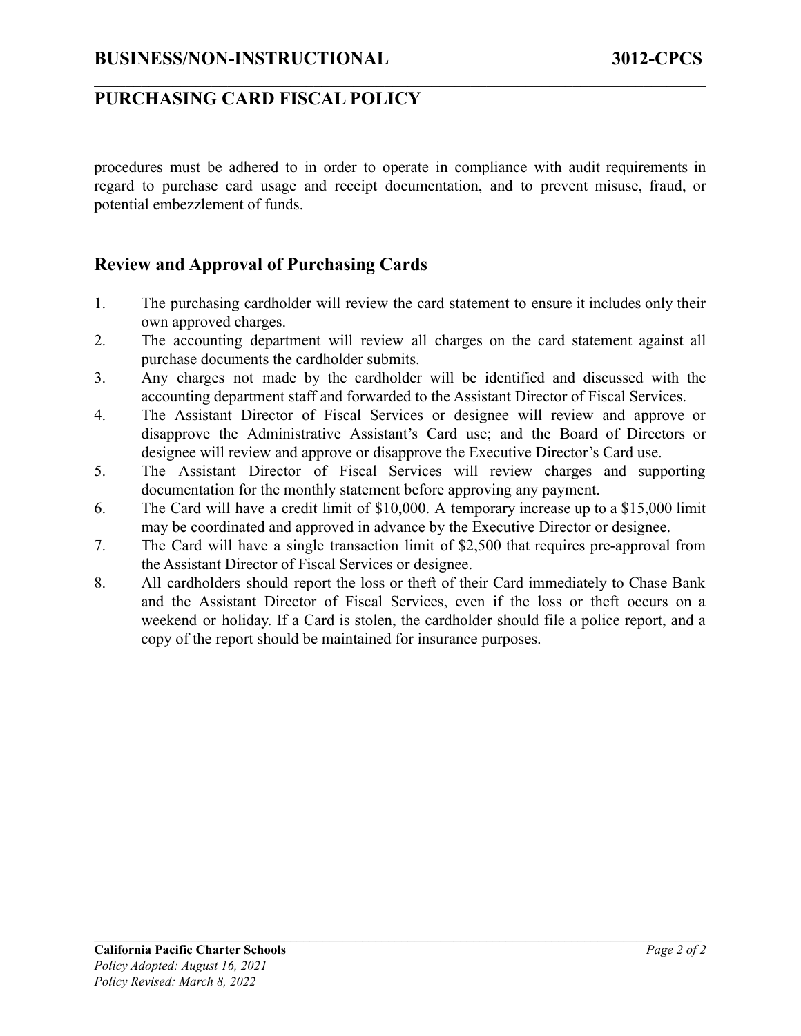procedures must be adhered to in order to operate in compliance with audit requirements in regard to purchase card usage and receipt documentation, and to prevent misuse, fraud, or potential embezzlement of funds.

## Review and Approval of Purchasing Cards

1. The purchasing cardholder will review the card statement to ensure it includes only their own approved charges.
2. The accounting department will review all charges on the card statement against all purchase documents the cardholder submits.
3. Any charges not made by the cardholder will be identified and discussed with the accounting department staff and forwarded to the Assistant Director of Fiscal Services.
4. The Assistant Director of Fiscal Services or designee will review and approve or disapprove the Administrative Assistant's Card use; and the Board of Directors or designee will review and approve or disapprove the Executive Director's Card use.
5. The Assistant Director of Fiscal Services will review charges and supporting documentation for the monthly statement before approving any payment.
6. The Card will have a credit limit of $10,000. A temporary increase up to a $15,000 limit may be coordinated and approved in advance by the Executive Director or designee.
7. The Card will have a single transaction limit of $2,500 that requires pre-approval from the Assistant Director of Fiscal Services or designee.
8. All cardholders should report the loss or theft of their Card immediately to Chase Bank and the Assistant Director of Fiscal Services, even if the loss or theft occurs on a weekend or holiday. If a Card is stolen, the cardholder should file a police report, and a copy of the report should be maintained for insurance purposes.

**California Pacific Charter Schools**
*Policy Adopted: August 16, 2021*
*Policy Revised: March 8, 2022*